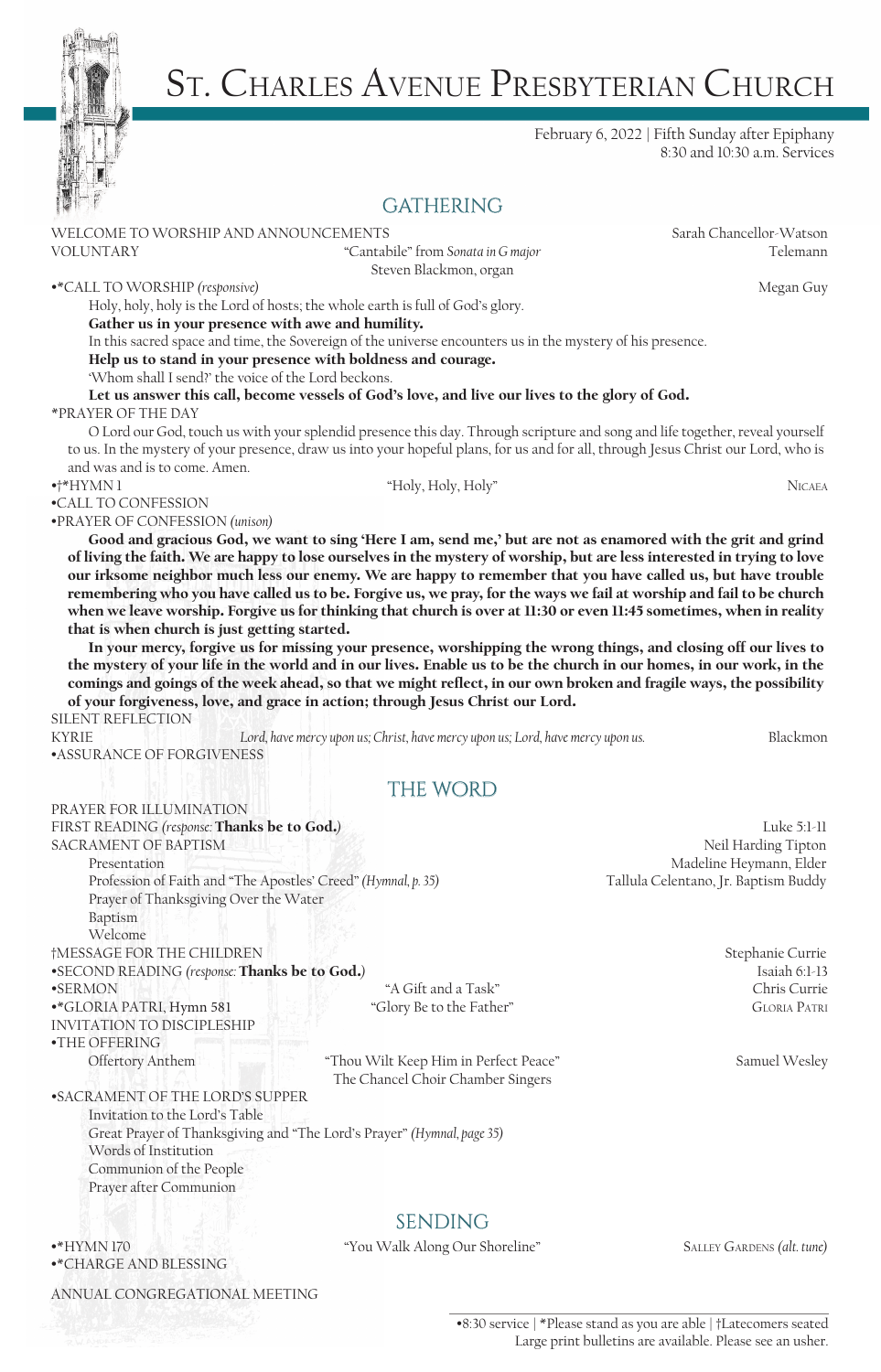# St. Charles Avenue Presbyterian Church

February 6, 2022 | Fifth Sunday after Epiphany
8:30 and 10:30 a.m. Services

## GATHERING

WELCOME TO WORSHIP AND ANNOUNCEMENTS — Sarah Chancellor-Watson

VOLUNTARY — "Cantabile" from *Sonata in G major* — Telemann
Steven Blackmon, organ

•*CALL TO WORSHIP *(responsive)* — Megan Guy

Holy, holy, holy is the Lord of hosts; the whole earth is full of God's glory.
**Gather us in your presence with awe and humility.**
In this sacred space and time, the Sovereign of the universe encounters us in the mystery of his presence.
**Help us to stand in your presence with boldness and courage.**
'Whom shall I send?' the voice of the Lord beckons.
**Let us answer this call, become vessels of God's love, and live our lives to the glory of God.**

*PRAYER OF THE DAY

O Lord our God, touch us with your splendid presence this day. Through scripture and song and life together, reveal yourself to us. In the mystery of your presence, draw us into your hopeful plans, for us and for all, through Jesus Christ our Lord, who is and was and is to come. Amen.

•†*HYMN 1 — "Holy, Holy, Holy" — Nicaea

•CALL TO CONFESSION

•PRAYER OF CONFESSION *(unison)*

**Good and gracious God, we want to sing 'Here I am, send me,' but are not as enamored with the grit and grind of living the faith. We are happy to lose ourselves in the mystery of worship, but are less interested in trying to love our irksome neighbor much less our enemy. We are happy to remember that you have called us, but have trouble remembering who you have called us to be. Forgive us, we pray, for the ways we fail at worship and fail to be church when we leave worship. Forgive us for thinking that church is over at 11:30 or even 11:45 sometimes, when in reality that is when church is just getting started.**

**In your mercy, forgive us for missing your presence, worshipping the wrong things, and closing off our lives to the mystery of your life in the world and in our lives. Enable us to be the church in our homes, in our work, in the comings and goings of the week ahead, so that we might reflect, in our own broken and fragile ways, the possibility of your forgiveness, love, and grace in action; through Jesus Christ our Lord.**

SILENT REFLECTION

KYRIE — *Lord, have mercy upon us; Christ, have mercy upon us; Lord, have mercy upon us.* — Blackmon

•ASSURANCE OF FORGIVENESS

## THE WORD

PRAYER FOR ILLUMINATION

FIRST READING *(response:* **Thanks be to God.***)* — Luke 5:1-11

SACRAMENT OF BAPTISM — Neil Harding Tipton
- Presentation — Madeline Heymann, Elder
- Profession of Faith and "The Apostles' Creed" *(Hymnal, p. 35)* — Tallula Celentano, Jr. Baptism Buddy
- Prayer of Thanksgiving Over the Water
- Baptism
- Welcome

†MESSAGE FOR THE CHILDREN — Stephanie Currie

•SECOND READING *(response:* **Thanks be to God.***)* — Isaiah 6:1-13

•SERMON — "A Gift and a Task" — Chris Currie

•*GLORIA PATRI, Hymn 581 — "Glory Be to the Father" — Gloria Patri

INVITATION TO DISCIPLESHIP

•THE OFFERING
- Offertory Anthem — "Thou Wilt Keep Him in Perfect Peace" — Samuel Wesley
  The Chancel Choir Chamber Singers

•SACRAMENT OF THE LORD'S SUPPER
- Invitation to the Lord's Table
- Great Prayer of Thanksgiving and "The Lord's Prayer" *(Hymnal, page 35)*
- Words of Institution
- Communion of the People
- Prayer after Communion

## SENDING

•*HYMN 170 — "You Walk Along Our Shoreline" — Salley Gardens *(alt. tune)*

•*CHARGE AND BLESSING

ANNUAL CONGREGATIONAL MEETING

•8:30 service | *Please stand as you are able | †Latecomers seated
Large print bulletins are available. Please see an usher.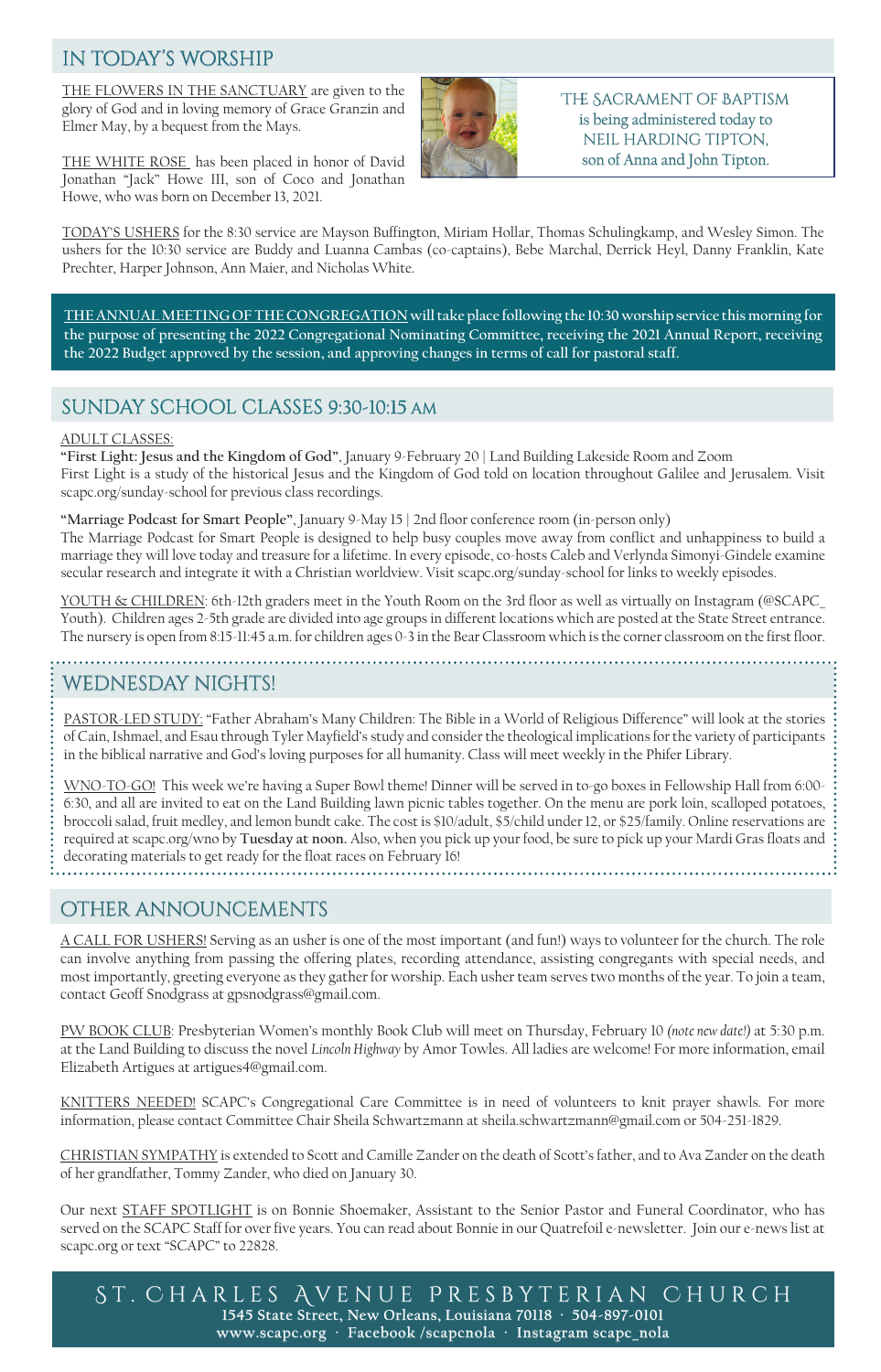## IN TODAY'S WORSHIP

THE FLOWERS IN THE SANCTUARY are given to the glory of God and in loving memory of Grace Granzin and Elmer May, by a bequest from the Mays.

THE WHITE ROSE has been placed in honor of David Jonathan "Jack" Howe III, son of Coco and Jonathan Howe, who was born on December 13, 2021.

THE SACRAMENT OF BAPTISM is being administered today to NEIL HARDING TIPTON, son of Anna and John Tipton.

TODAY'S USHERS for the 8:30 service are Mayson Buffington, Miriam Hollar, Thomas Schulingkamp, and Wesley Simon. The ushers for the 10:30 service are Buddy and Luanna Cambas (co-captains), Bebe Marchal, Derrick Heyl, Danny Franklin, Kate Prechter, Harper Johnson, Ann Maier, and Nicholas White.

**THE ANNUAL MEETING OF THE CONGREGATION will take place following the 10:30 worship service this morning for the purpose of presenting the 2022 Congregational Nominating Committee, receiving the 2021 Annual Report, receiving the 2022 Budget approved by the session, and approving changes in terms of call for pastoral staff.**

## SUNDAY SCHOOL CLASSES 9:30-10:15 AM

ADULT CLASSES:

**"First Light: Jesus and the Kingdom of God"**, January 9-February 20 | Land Building Lakeside Room and Zoom
First Light is a study of the historical Jesus and the Kingdom of God told on location throughout Galilee and Jerusalem. Visit scapc.org/sunday-school for previous class recordings.

**"Marriage Podcast for Smart People"**, January 9-May 15 | 2nd floor conference room (in-person only)
The Marriage Podcast for Smart People is designed to help busy couples move away from conflict and unhappiness to build a marriage they will love today and treasure for a lifetime. In every episode, co-hosts Caleb and Verlynda Simonyi-Gindele examine secular research and integrate it with a Christian worldview. Visit scapc.org/sunday-school for links to weekly episodes.

YOUTH & CHILDREN: 6th-12th graders meet in the Youth Room on the 3rd floor as well as virtually on Instagram (@SCAPC_Youth). Children ages 2-5th grade are divided into age groups in different locations which are posted at the State Street entrance. The nursery is open from 8:15-11:45 a.m. for children ages 0-3 in the Bear Classroom which is the corner classroom on the first floor.

## WEDNESDAY NIGHTS!

PASTOR-LED STUDY: "Father Abraham's Many Children: The Bible in a World of Religious Difference" will look at the stories of Cain, Ishmael, and Esau through Tyler Mayfield's study and consider the theological implications for the variety of participants in the biblical narrative and God's loving purposes for all humanity. Class will meet weekly in the Phifer Library.

WNO-TO-GO! This week we're having a Super Bowl theme! Dinner will be served in to-go boxes in Fellowship Hall from 6:00-6:30, and all are invited to eat on the Land Building lawn picnic tables together. On the menu are pork loin, scalloped potatoes, broccoli salad, fruit medley, and lemon bundt cake. The cost is $10/adult, $5/child under 12, or $25/family. Online reservations are required at scapc.org/wno by **Tuesday at noon.** Also, when you pick up your food, be sure to pick up your Mardi Gras floats and decorating materials to get ready for the float races on February 16!

## OTHER ANNOUNCEMENTS

A CALL FOR USHERS! Serving as an usher is one of the most important (and fun!) ways to volunteer for the church. The role can involve anything from passing the offering plates, recording attendance, assisting congregants with special needs, and most importantly, greeting everyone as they gather for worship. Each usher team serves two months of the year. To join a team, contact Geoff Snodgrass at gpsnodgrass@gmail.com.

PW BOOK CLUB: Presbyterian Women's monthly Book Club will meet on Thursday, February 10 *(note new date!)* at 5:30 p.m. at the Land Building to discuss the novel *Lincoln Highway* by Amor Towles. All ladies are welcome! For more information, email Elizabeth Artigues at artigues4@gmail.com.

KNITTERS NEEDED! SCAPC's Congregational Care Committee is in need of volunteers to knit prayer shawls. For more information, please contact Committee Chair Sheila Schwartzmann at sheila.schwartzmann@gmail.com or 504-251-1829.

CHRISTIAN SYMPATHY is extended to Scott and Camille Zander on the death of Scott's father, and to Ava Zander on the death of her grandfather, Tommy Zander, who died on January 30.

Our next STAFF SPOTLIGHT is on Bonnie Shoemaker, Assistant to the Senior Pastor and Funeral Coordinator, who has served on the SCAPC Staff for over five years. You can read about Bonnie in our Quatrefoil e-newsletter. Join our e-news list at scapc.org or text "SCAPC" to 22828.

ST. CHARLES AVENUE PRESBYTERIAN CHURCH
**1545 State Street, New Orleans, Louisiana 70118 · 504-897-0101**
**www.scapc.org · Facebook /scapcnola · Instagram scapc_nola**